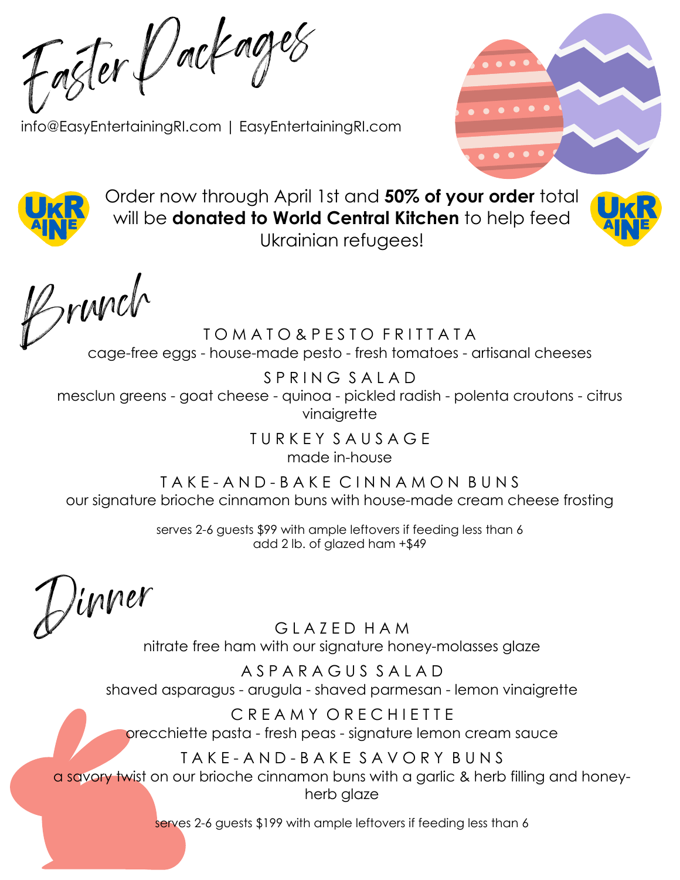# Easter Packages

info@EasyEntertainingRI.com | EasyEntertainingRI.com

Order now through April 1st and **50% of your order** total will be **donated to World Central Kitchen** to help feed Ukrainian refugees!

## Brunch

### TOMATO & PESTO FRITTATA

cage-free eggs - house-made pesto - fresh tomatoes - artisanal cheeses

### SPRING SALAD

mesclun greens - goat cheese - quinoa - pickled radish - polenta croutons - citrus vinaigrette

### TURKEY SAUSAGE

made in-house

### TAKE-AND-BAKE CINNAMON BUNS

our signature brioche cinnamon buns with house-made cream cheese frosting

serves 2-6 guests $99 with ample leftovers if feeding less than 6
add 2 lb. of glazed ham +$49

## Dinner

### GLAZED HAM

nitrate free ham with our signature honey-molasses glaze

### ASPARAGUS SALAD

shaved asparagus - arugula - shaved parmesan - lemon vinaigrette

### CREAMY ORECHIETTE

orecchiette pasta - fresh peas - signature lemon cream sauce

### TAKE-AND-BAKE SAVORY BUNS

a savory twist on our brioche cinnamon buns with a garlic & herb filling and honey-herb glaze

serves 2-6 guests $199 with ample leftovers if feeding less than 6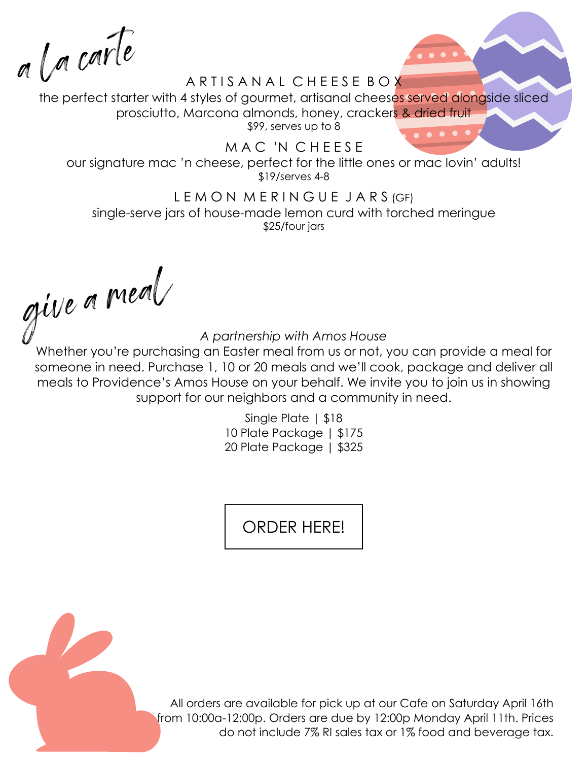# a la carte

### ARTISANAL CHEESE BOX

the perfect starter with 4 styles of gourmet, artisanal cheeses served alongside sliced prosciutto, Marcona almonds, honey, crackers & dried fruit

$99, serves up to 8

### MAC 'N CHEESE

our signature mac 'n cheese, perfect for the little ones or mac lovin' adults!

$19/serves 4-8

### LEMON MERINGUE JARS (GF)

single-serve jars of house-made lemon curd with torched meringue

$25/four jars

# give a meal

*A partnership with Amos House*

Whether you're purchasing an Easter meal from us or not, you can provide a meal for someone in need. Purchase 1, 10 or 20 meals and we'll cook, package and deliver all meals to Providence's Amos House on your behalf. We invite you to join us in showing support for our neighbors and a community in need.

Single Plate | $18
10 Plate Package | $175
20 Plate Package | $325

ORDER HERE!

All orders are available for pick up at our Cafe on Saturday April 16th from 10:00a-12:00p. Orders are due by 12:00p Monday April 11th. Prices do not include 7% RI sales tax or 1% food and beverage tax.